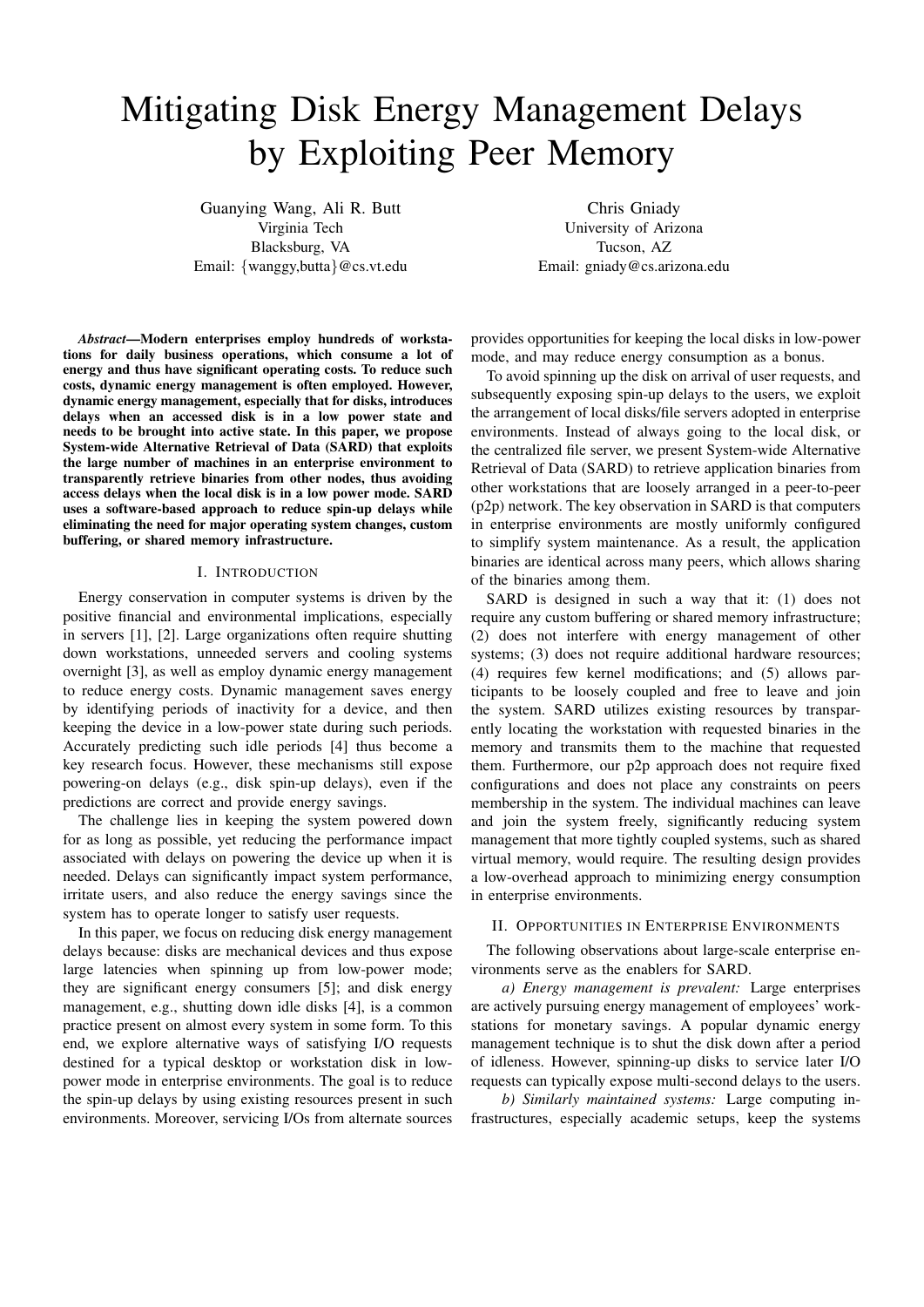# Mitigating Disk Energy Management Delays by Exploiting Peer Memory

Guanying Wang, Ali R. Butt
Virginia Tech
Blacksburg, VA
Email: {wanggy,butta}@cs.vt.edu

Chris Gniady
University of Arizona
Tucson, AZ
Email: gniady@cs.arizona.edu

***Abstract*—Modern enterprises employ hundreds of workstations for daily business operations, which consume a lot of energy and thus have significant operating costs. To reduce such costs, dynamic energy management is often employed. However, dynamic energy management, especially that for disks, introduces delays when an accessed disk is in a low power state and needs to be brought into active state. In this paper, we propose System-wide Alternative Retrieval of Data (SARD) that exploits the large number of machines in an enterprise environment to transparently retrieve binaries from other nodes, thus avoiding access delays when the local disk is in a low power mode. SARD uses a software-based approach to reduce spin-up delays while eliminating the need for major operating system changes, custom buffering, or shared memory infrastructure.**

## I. Introduction

Energy conservation in computer systems is driven by the positive financial and environmental implications, especially in servers [1], [2]. Large organizations often require shutting down workstations, unneeded servers and cooling systems overnight [3], as well as employ dynamic energy management to reduce energy costs. Dynamic management saves energy by identifying periods of inactivity for a device, and then keeping the device in a low-power state during such periods. Accurately predicting such idle periods [4] thus become a key research focus. However, these mechanisms still expose powering-on delays (e.g., disk spin-up delays), even if the predictions are correct and provide energy savings.

The challenge lies in keeping the system powered down for as long as possible, yet reducing the performance impact associated with delays on powering the device up when it is needed. Delays can significantly impact system performance, irritate users, and also reduce the energy savings since the system has to operate longer to satisfy user requests.

In this paper, we focus on reducing disk energy management delays because: disks are mechanical devices and thus expose large latencies when spinning up from low-power mode; they are significant energy consumers [5]; and disk energy management, e.g., shutting down idle disks [4], is a common practice present on almost every system in some form. To this end, we explore alternative ways of satisfying I/O requests destined for a typical desktop or workstation disk in low-power mode in enterprise environments. The goal is to reduce the spin-up delays by using existing resources present in such environments. Moreover, servicing I/Os from alternate sources provides opportunities for keeping the local disks in low-power mode, and may reduce energy consumption as a bonus.

To avoid spinning up the disk on arrival of user requests, and subsequently exposing spin-up delays to the users, we exploit the arrangement of local disks/file servers adopted in enterprise environments. Instead of always going to the local disk, or the centralized file server, we present System-wide Alternative Retrieval of Data (SARD) to retrieve application binaries from other workstations that are loosely arranged in a peer-to-peer (p2p) network. The key observation in SARD is that computers in enterprise environments are mostly uniformly configured to simplify system maintenance. As a result, the application binaries are identical across many peers, which allows sharing of the binaries among them.

SARD is designed in such a way that it: (1) does not require any custom buffering or shared memory infrastructure; (2) does not interfere with energy management of other systems; (3) does not require additional hardware resources; (4) requires few kernel modifications; and (5) allows participants to be loosely coupled and free to leave and join the system. SARD utilizes existing resources by transparently locating the workstation with requested binaries in the memory and transmits them to the machine that requested them. Furthermore, our p2p approach does not require fixed configurations and does not place any constraints on peers membership in the system. The individual machines can leave and join the system freely, significantly reducing system management that more tightly coupled systems, such as shared virtual memory, would require. The resulting design provides a low-overhead approach to minimizing energy consumption in enterprise environments.

## II. Opportunities in Enterprise Environments

The following observations about large-scale enterprise environments serve as the enablers for SARD.

*a) Energy management is prevalent:* Large enterprises are actively pursuing energy management of employees' workstations for monetary savings. A popular dynamic energy management technique is to shut the disk down after a period of idleness. However, spinning-up disks to service later I/O requests can typically expose multi-second delays to the users.

*b) Similarly maintained systems:* Large computing infrastructures, especially academic setups, keep the systems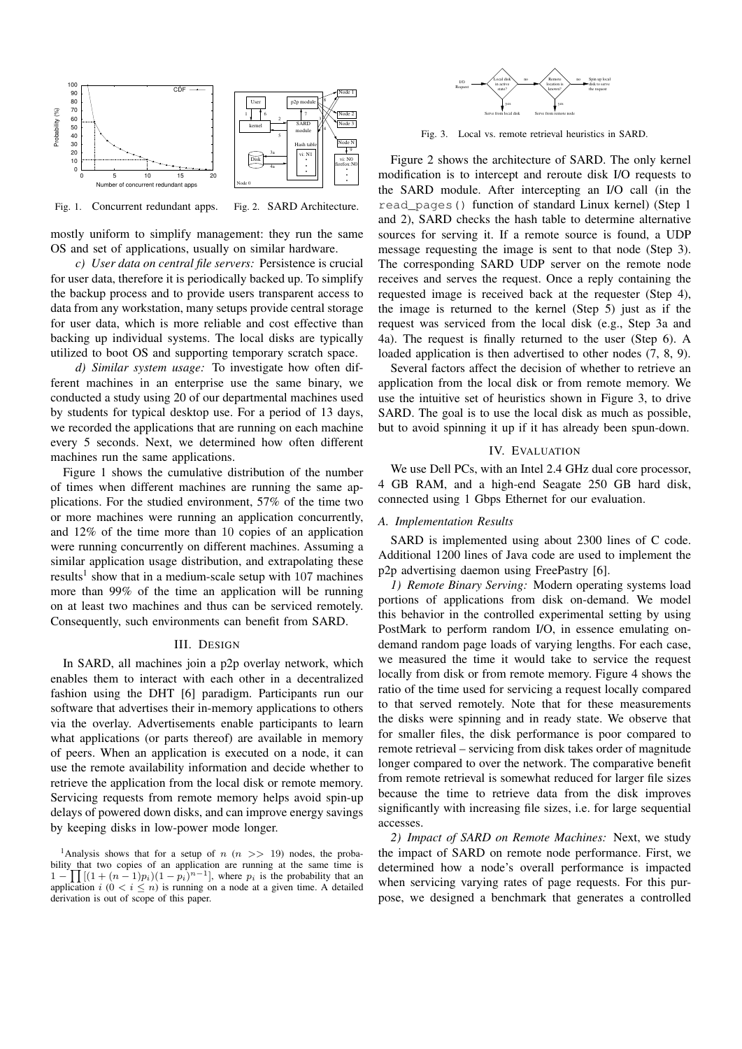Fig. 1. Concurrent redundant apps.

Fig. 2. SARD Architecture.

mostly uniform to simplify management: they run the same OS and set of applications, usually on similar hardware.

*c) User data on central file servers:* Persistence is crucial for user data, therefore it is periodically backed up. To simplify the backup process and to provide users transparent access to data from any workstation, many setups provide central storage for user data, which is more reliable and cost effective than backing up individual systems. The local disks are typically utilized to boot OS and supporting temporary scratch space.

*d) Similar system usage:* To investigate how often different machines in an enterprise use the same binary, we conducted a study using 20 of our departmental machines used by students for typical desktop use. For a period of 13 days, we recorded the applications that are running on each machine every 5 seconds. Next, we determined how often different machines run the same applications.

Figure 1 shows the cumulative distribution of the number of times when different machines are running the same applications. For the studied environment, 57% of the time two or more machines were running an application concurrently, and 12% of the time more than 10 copies of an application were running concurrently on different machines. Assuming a similar application usage distribution, and extrapolating these results[1] show that in a medium-scale setup with 107 machines more than 99% of the time an application will be running on at least two machines and thus can be serviced remotely. Consequently, such environments can benefit from SARD.

## III. Design

In SARD, all machines join a p2p overlay network, which enables them to interact with each other in a decentralized fashion using the DHT [6] paradigm. Participants run our software that advertises their in-memory applications to others via the overlay. Advertisements enable participants to learn what applications (or parts thereof) are available in memory of peers. When an application is executed on a node, it can use the remote availability information and decide whether to retrieve the application from the local disk or remote memory. Servicing requests from remote memory helps avoid spin-up delays of powered down disks, and can improve energy savings by keeping disks in low-power mode longer.

[1]Analysis shows that for a setup of $n$ ($n >> 19$) nodes, the probability that two copies of an application are running at the same time is $1 - \prod[(1 + (n-1)p_i)(1 - p_i)^{n-1}]$, where $p_i$ is the probability that an application $i$ ($0 < i \leq n$) is running on a node at a given time. A detailed derivation is out of scope of this paper.

Fig. 3. Local vs. remote retrieval heuristics in SARD.

Figure 2 shows the architecture of SARD. The only kernel modification is to intercept and reroute disk I/O requests to the SARD module. After intercepting an I/O call (in the `read_pages()` function of standard Linux kernel) (Step 1 and 2), SARD checks the hash table to determine alternative sources for serving it. If a remote source is found, a UDP message requesting the image is sent to that node (Step 3). The corresponding SARD UDP server on the remote node receives and serves the request. Once a reply containing the requested image is received back at the requester (Step 4), the image is returned to the kernel (Step 5) just as if the request was serviced from the local disk (e.g., Step 3a and 4a). The request is finally returned to the user (Step 6). A loaded application is then advertised to other nodes (7, 8, 9).

Several factors affect the decision of whether to retrieve an application from the local disk or from remote memory. We use the intuitive set of heuristics shown in Figure 3, to drive SARD. The goal is to use the local disk as much as possible, but to avoid spinning it up if it has already been spun-down.

## IV. Evaluation

We use Dell PCs, with an Intel 2.4 GHz dual core processor, 4 GB RAM, and a high-end Seagate 250 GB hard disk, connected using 1 Gbps Ethernet for our evaluation.

### A. Implementation Results

SARD is implemented using about 2300 lines of C code. Additional 1200 lines of Java code are used to implement the p2p advertising daemon using FreePastry [6].

*1) Remote Binary Serving:* Modern operating systems load portions of applications from disk on-demand. We model this behavior in the controlled experimental setting by using PostMark to perform random I/O, in essence emulating on-demand random page loads of varying lengths. For each case, we measured the time it would take to service the request locally from disk or from remote memory. Figure 4 shows the ratio of the time used for servicing a request locally compared to that served remotely. Note that for these measurements the disks were spinning and in ready state. We observe that for smaller files, the disk performance is poor compared to remote retrieval – servicing from disk takes order of magnitude longer compared to over the network. The comparative benefit from remote retrieval is somewhat reduced for larger file sizes because the time to retrieve data from the disk improves significantly with increasing file sizes, i.e. for large sequential accesses.

*2) Impact of SARD on Remote Machines:* Next, we study the impact of SARD on remote node performance. First, we determined how a node's overall performance is impacted when servicing varying rates of page requests. For this purpose, we designed a benchmark that generates a controlled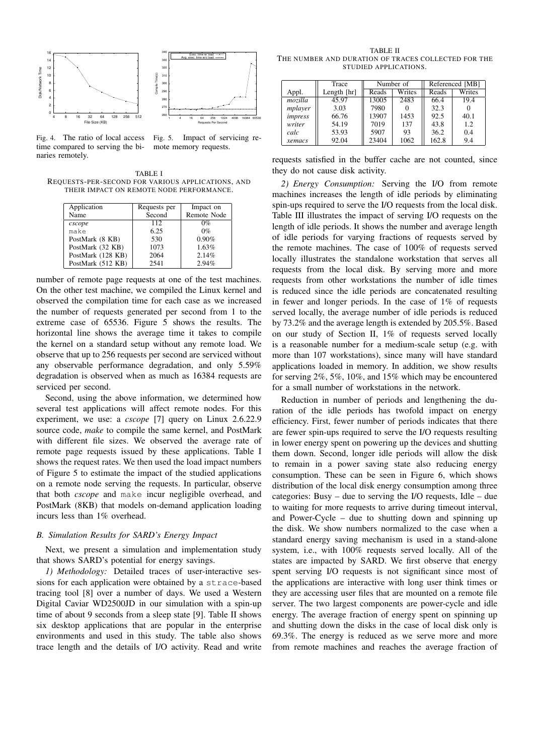16
14
12
10
8
6
4
2
0
Disk/Network Time
4 8 16 32 64 128 256 512
File Size (KB)

Fig. 4. The ratio of local access time compared to serving the binaries remotely.

340
330
320
310
300
290
280
270
260
Compile Time(s)
Exec. time w/ load
Avg. exec. time w/o load
1 4 16 64 256 1024 4096 16384 65536
Requests Per Second

Fig. 5. Impact of servicing remote memory requests.

TABLE I
REQUESTS-PER-SECOND FOR VARIOUS APPLICATIONS, AND THEIR IMPACT ON REMOTE NODE PERFORMANCE.

| Application Name | Requests per Second | Impact on Remote Node |
|---|---|---|
| *cscope* | 112 | 0% |
| make | 6.25 | 0% |
| PostMark (8 KB) | 530 | 0.90% |
| PostMark (32 KB) | 1073 | 1.63% |
| PostMark (128 KB) | 2064 | 2.14% |
| PostMark (512 KB) | 2541 | 2.94% |

number of remote page requests at one of the test machines. On the other test machine, we compiled the Linux kernel and observed the compilation time for each case as we increased the number of requests generated per second from 1 to the extreme case of 65536. Figure 5 shows the results. The horizontal line shows the average time it takes to compile the kernel on a standard setup without any remote load. We observe that up to 256 requests per second are serviced without any observable performance degradation, and only 5.59% degradation is observed when as much as 16384 requests are serviced per second.

Second, using the above information, we determined how several test applications will affect remote nodes. For this experiment, we use: a *cscope* [7] query on Linux 2.6.22.9 source code, *make* to compile the same kernel, and PostMark with different file sizes. We observed the average rate of remote page requests issued by these applications. Table I shows the request rates. We then used the load impact numbers of Figure 5 to estimate the impact of the studied applications on a remote node serving the requests. In particular, observe that both *cscope* and make incur negligible overhead, and PostMark (8KB) that models on-demand application loading incurs less than 1% overhead.

### B. Simulation Results for SARD's Energy Impact

Next, we present a simulation and implementation study that shows SARD's potential for energy savings.

*1) Methodology:* Detailed traces of user-interactive sessions for each application were obtained by a strace-based tracing tool [8] over a number of days. We used a Western Digital Caviar WD2500JD in our simulation with a spin-up time of about 9 seconds from a sleep state [9]. Table II shows six desktop applications that are popular in the enterprise environments and used in this study. The table also shows trace length and the details of I/O activity. Read and write

TABLE II
THE NUMBER AND DURATION OF TRACES COLLECTED FOR THE STUDIED APPLICATIONS.

| Appl. | Trace Length [hr] | Number of Reads | Number of Writes | Referenced [MB] Reads | Referenced [MB] Writes |
|---|---|---|---|---|---|
| *mozilla* | 45.97 | 13005 | 2483 | 66.4 | 19.4 |
| *mplayer* | 3.03 | 7980 | 0 | 32.3 | 0 |
| *impress* | 66.76 | 13907 | 1453 | 92.5 | 40.1 |
| *writer* | 54.19 | 7019 | 137 | 43.8 | 1.2 |
| *calc* | 53.93 | 5907 | 93 | 36.2 | 0.4 |
| *xemacs* | 92.04 | 23404 | 1062 | 162.8 | 9.4 |

requests satisfied in the buffer cache are not counted, since they do not cause disk activity.

*2) Energy Consumption:* Serving the I/O from remote machines increases the length of idle periods by eliminating spin-ups required to serve the I/O requests from the local disk. Table III illustrates the impact of serving I/O requests on the length of idle periods. It shows the number and average length of idle periods for varying fractions of requests served by the remote machines. The case of 100% of requests served locally illustrates the standalone workstation that serves all requests from the local disk. By serving more and more requests from other workstations the number of idle times is reduced since the idle periods are concatenated resulting in fewer and longer periods. In the case of 1% of requests served locally, the average number of idle periods is reduced by 73.2% and the average length is extended by 205.5%. Based on our study of Section II, 1% of requests served locally is a reasonable number for a medium-scale setup (e.g. with more than 107 workstations), since many will have standard applications loaded in memory. In addition, we show results for serving 2%, 5%, 10%, and 15% which may be encountered for a small number of workstations in the network.

Reduction in number of periods and lengthening the duration of the idle periods has twofold impact on energy efficiency. First, fewer number of periods indicates that there are fewer spin-ups required to serve the I/O requests resulting in lower energy spent on powering up the devices and shutting them down. Second, longer idle periods will allow the disk to remain in a power saving state also reducing energy consumption. These can be seen in Figure 6, which shows distribution of the local disk energy consumption among three categories: Busy – due to serving the I/O requests, Idle – due to waiting for more requests to arrive during timeout interval, and Power-Cycle – due to shutting down and spinning up the disk. We show numbers normalized to the case when a standard energy saving mechanism is used in a stand-alone system, i.e., with 100% requests served locally. All of the states are impacted by SARD. We first observe that energy spent serving I/O requests is not significant since most of the applications are interactive with long user think times or they are accessing user files that are mounted on a remote file server. The two largest components are power-cycle and idle energy. The average fraction of energy spent on spinning up and shutting down the disks in the case of local disk only is 69.3%. The energy is reduced as we serve more and more from remote machines and reaches the average fraction of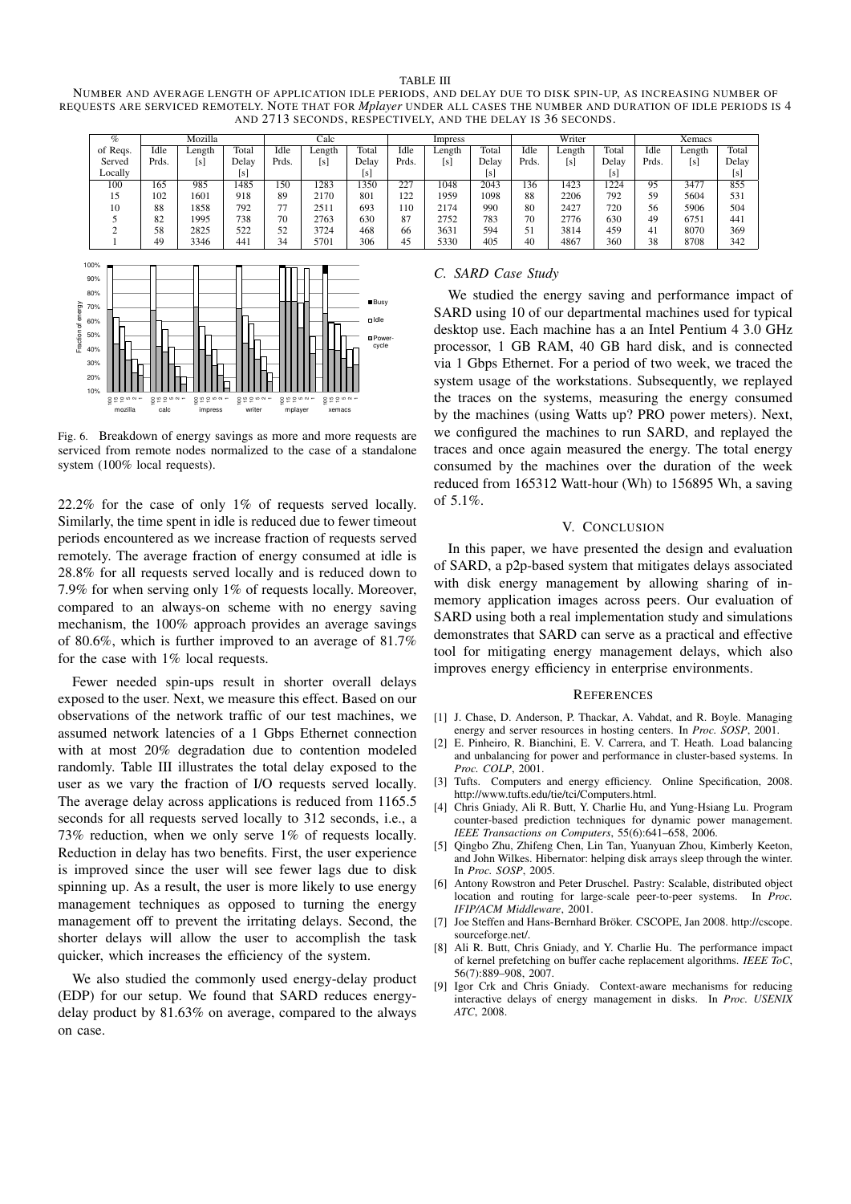TABLE III

NUMBER AND AVERAGE LENGTH OF APPLICATION IDLE PERIODS, AND DELAY DUE TO DISK SPIN-UP, AS INCREASING NUMBER OF REQUESTS ARE SERVICED REMOTELY. NOTE THAT FOR *Mplayer* UNDER ALL CASES THE NUMBER AND DURATION OF IDLE PERIODS IS 4 AND 2713 SECONDS, RESPECTIVELY, AND THE DELAY IS 36 SECONDS.

| % | Mozilla | | | Calc | | | Impress | | | Writer | | | Xemacs | | |
|---|---|---|---|---|---|---|---|---|---|---|---|---|---|---|---|
| of Reqs. Served Locally | Idle Prds. | Length [s] | Total Delay [s] | Idle Prds. | Length [s] | Total Delay [s] | Idle Prds. | Length [s] | Total Delay [s] | Idle Prds. | Length [s] | Total Delay [s] | Idle Prds. | Length [s] | Total Delay [s] |
| 100 | 165 | 985 | 1485 | 150 | 1283 | 1350 | 227 | 1048 | 2043 | 136 | 1423 | 1224 | 95 | 3477 | 855 |
| 15 | 102 | 1601 | 918 | 89 | 2170 | 801 | 122 | 1959 | 1098 | 88 | 2206 | 792 | 59 | 5604 | 531 |
| 10 | 88 | 1858 | 792 | 77 | 2511 | 693 | 110 | 2174 | 990 | 80 | 2427 | 720 | 56 | 5906 | 504 |
| 5 | 82 | 1995 | 738 | 70 | 2763 | 630 | 87 | 2752 | 783 | 70 | 2776 | 630 | 49 | 6751 | 441 |
| 2 | 58 | 2825 | 522 | 52 | 3724 | 468 | 66 | 3631 | 594 | 51 | 3814 | 459 | 41 | 8070 | 369 |
| 1 | 49 | 3346 | 441 | 34 | 5701 | 306 | 45 | 5330 | 405 | 40 | 4867 | 360 | 38 | 8708 | 342 |

Fraction of energy

100%
90%
80%
70%
60%
50%
40%
30%
20%
10%

Busy
Idle
Power-cycle

100 15 10 5 2 1

mozilla calc impress writer mplayer xemacs

Fig. 6. Breakdown of energy savings as more and more requests are serviced from remote nodes normalized to the case of a standalone system (100% local requests).

22.2% for the case of only 1% of requests served locally. Similarly, the time spent in idle is reduced due to fewer timeout periods encountered as we increase fraction of requests served remotely. The average fraction of energy consumed at idle is 28.8% for all requests served locally and is reduced down to 7.9% for when serving only 1% of requests locally. Moreover, compared to an always-on scheme with no energy saving mechanism, the 100% approach provides an average savings of 80.6%, which is further improved to an average of 81.7% for the case with 1% local requests.

Fewer needed spin-ups result in shorter overall delays exposed to the user. Next, we measure this effect. Based on our observations of the network traffic of our test machines, we assumed network latencies of a 1 Gbps Ethernet connection with at most 20% degradation due to contention modeled randomly. Table III illustrates the total delay exposed to the user as we vary the fraction of I/O requests served locally. The average delay across applications is reduced from 1165.5 seconds for all requests served locally to 312 seconds, i.e., a 73% reduction, when we only serve 1% of requests locally. Reduction in delay has two benefits. First, the user experience is improved since the user will see fewer lags due to disk spinning up. As a result, the user is more likely to use energy management techniques as opposed to turning the energy management off to prevent the irritating delays. Second, the shorter delays will allow the user to accomplish the task quicker, which increases the efficiency of the system.

We also studied the commonly used energy-delay product (EDP) for our setup. We found that SARD reduces energy-delay product by 81.63% on average, compared to the always on case.

### C. SARD Case Study

We studied the energy saving and performance impact of SARD using 10 of our departmental machines used for typical desktop use. Each machine has a an Intel Pentium 4 3.0 GHz processor, 1 GB RAM, 40 GB hard disk, and is connected via 1 Gbps Ethernet. For a period of two week, we traced the system usage of the workstations. Subsequently, we replayed the traces on the systems, measuring the energy consumed by the machines (using Watts up? PRO power meters). Next, we configured the machines to run SARD, and replayed the traces and once again measured the energy. The total energy consumed by the machines over the duration of the week reduced from 165312 Watt-hour (Wh) to 156895 Wh, a saving of 5.1%.

## V. CONCLUSION

In this paper, we have presented the design and evaluation of SARD, a p2p-based system that mitigates delays associated with disk energy management by allowing sharing of in-memory application images across peers. Our evaluation of SARD using both a real implementation study and simulations demonstrates that SARD can serve as a practical and effective tool for mitigating energy management delays, which also improves energy efficiency in enterprise environments.

## REFERENCES

[1] J. Chase, D. Anderson, P. Thackar, A. Vahdat, and R. Boyle. Managing energy and server resources in hosting centers. In *Proc. SOSP*, 2001.

[2] E. Pinheiro, R. Bianchini, E. V. Carrera, and T. Heath. Load balancing and unbalancing for power and performance in cluster-based systems. In *Proc. COLP*, 2001.

[3] Tufts. Computers and energy efficiency. Online Specification, 2008. http://www.tufts.edu/tie/tci/Computers.html.

[4] Chris Gniady, Ali R. Butt, Y. Charlie Hu, and Yung-Hsiang Lu. Program counter-based prediction techniques for dynamic power management. *IEEE Transactions on Computers*, 55(6):641–658, 2006.

[5] Qingbo Zhu, Zhifeng Chen, Lin Tan, Yuanyuan Zhou, Kimberly Keeton, and John Wilkes. Hibernator: helping disk arrays sleep through the winter. In *Proc. SOSP*, 2005.

[6] Antony Rowstron and Peter Druschel. Pastry: Scalable, distributed object location and routing for large-scale peer-to-peer systems. In *Proc. IFIP/ACM Middleware*, 2001.

[7] Joe Steffen and Hans-Bernhard Bröker. CSCOPE, Jan 2008. http://cscope.sourceforge.net/.

[8] Ali R. Butt, Chris Gniady, and Y. Charlie Hu. The performance impact of kernel prefetching on buffer cache replacement algorithms. *IEEE ToC*, 56(7):889–908, 2007.

[9] Igor Crk and Chris Gniady. Context-aware mechanisms for reducing interactive delays of energy management in disks. In *Proc. USENIX ATC*, 2008.